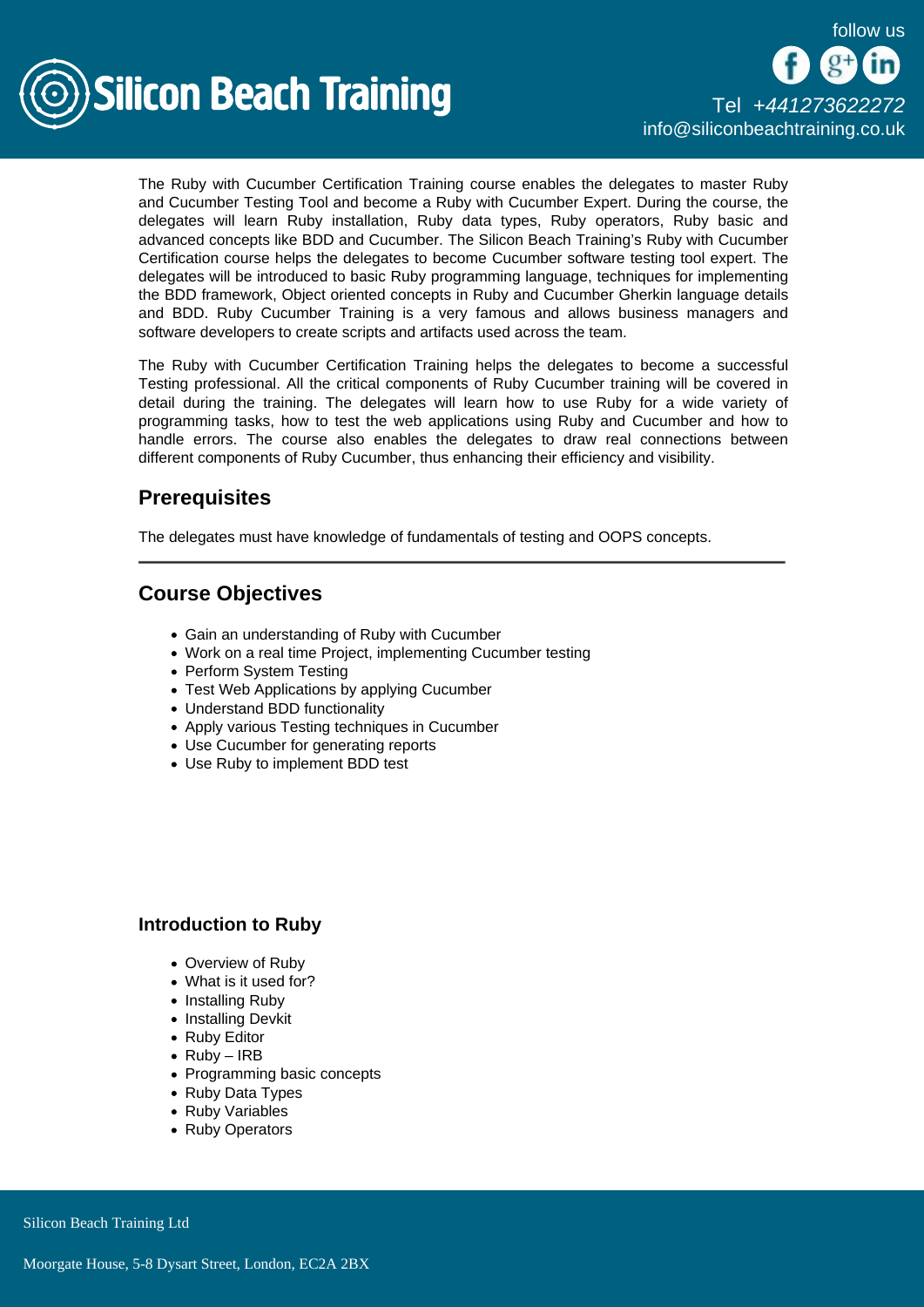The Ruby with Cucumber Certification Training course enables the delegates to master Ruby and Cucumber Testing Tool and become a Ruby with Cucumber Expert. During the course, the delegates will learn Ruby installation, Ruby data types, Ruby operators, Ruby basic and advanced concepts like BDD and Cucumber. The Silicon Beach Training's Ruby with Cucumber Certification course helps the delegates to become Cucumber software testing tool expert. The delegates will be introduced to basic Ruby programming language, techniques for implementing the BDD framework, Object oriented concepts in Ruby and Cucumber Gherkin language details and BDD. Ruby Cucumber Training is a very famous and allows business managers and software developers to create scripts and artifacts used across the team.

The Ruby with Cucumber Certification Training helps the delegates to become a successful Testing professional. All the critical components of Ruby Cucumber training will be covered in detail during the training. The delegates will learn how to use Ruby for a wide variety of programming tasks, how to test the web applications using Ruby and Cucumber and how to handle errors. The course also enables the delegates to draw real connections between different components of Ruby Cucumber, thus enhancing their efficiency and visibility.

## Prerequisites

The delegates must have knowledge of fundamentals of testing and OOPS concepts.

---

## Course Objectives

- Gain an understanding of Ruby with Cucumber
- Work on a real time Project, implementing Cucumber testing
- Perform System Testing
- Test Web Applications by applying Cucumber
- Understand BDD functionality
- Apply various Testing techniques in Cucumber
- Use Cucumber for generating reports
- Use Ruby to implement BDD test

### Introduction to Ruby

- Overview of Ruby
- What is it used for?
- Installing Ruby
- Installing Devkit
- Ruby Editor
- Ruby – IRB
- Programming basic concepts
- Ruby Data Types
- Ruby Variables
- Ruby Operators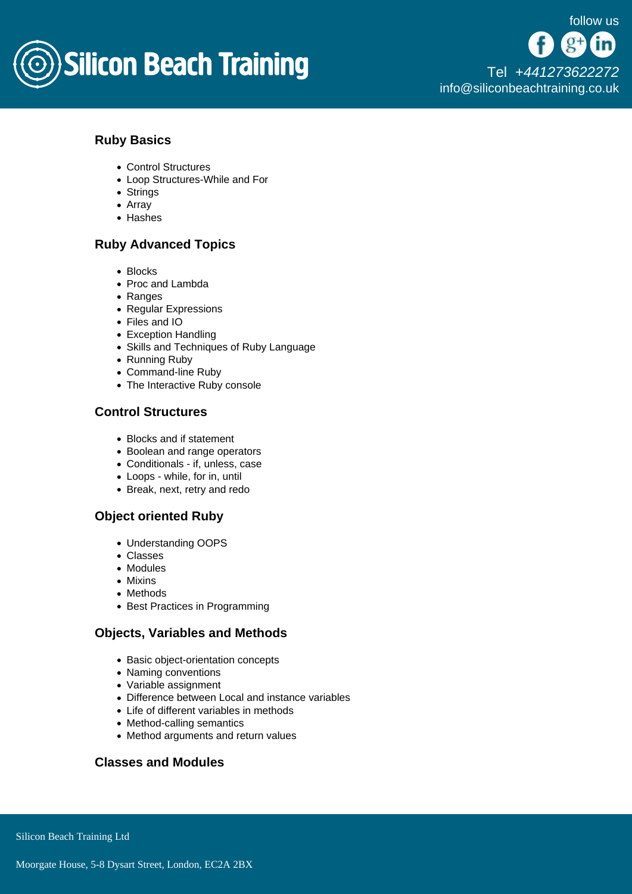## Ruby Basics

- Control Structures
- Loop Structures-While and For
- Strings
- Array
- Hashes

## Ruby Advanced Topics

- Blocks
- Proc and Lambda
- Ranges
- Regular Expressions
- Files and IO
- Exception Handling
- Skills and Techniques of Ruby Language
- Running Ruby
- Command-line Ruby
- The Interactive Ruby console

## Control Structures

- Blocks and if statement
- Boolean and range operators
- Conditionals - if, unless, case
- Loops - while, for in, until
- Break, next, retry and redo

## Object oriented Ruby

- Understanding OOPS
- Classes
- Modules
- Mixins
- Methods
- Best Practices in Programming

## Objects, Variables and Methods

- Basic object-orientation concepts
- Naming conventions
- Variable assignment
- Difference between Local and instance variables
- Life of different variables in methods
- Method-calling semantics
- Method arguments and return values

## Classes and Modules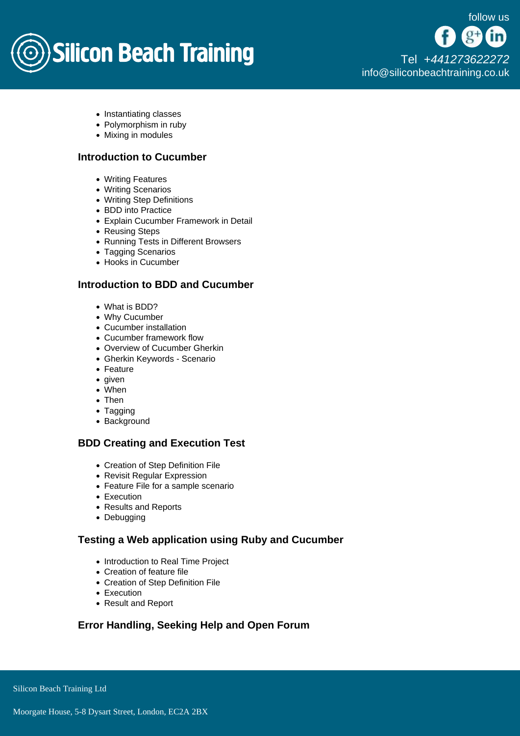- Instantiating classes
- Polymorphism in ruby
- Mixing in modules

### Introduction to Cucumber

- Writing Features
- Writing Scenarios
- Writing Step Definitions
- BDD into Practice
- Explain Cucumber Framework in Detail
- Reusing Steps
- Running Tests in Different Browsers
- Tagging Scenarios
- Hooks in Cucumber

### Introduction to BDD and Cucumber

- What is BDD?
- Why Cucumber
- Cucumber installation
- Cucumber framework flow
- Overview of Cucumber Gherkin
- Gherkin Keywords - Scenario
- Feature
- given
- When
- Then
- Tagging
- Background

### BDD Creating and Execution Test

- Creation of Step Definition File
- Revisit Regular Expression
- Feature File for a sample scenario
- Execution
- Results and Reports
- Debugging

### Testing a Web application using Ruby and Cucumber

- Introduction to Real Time Project
- Creation of feature file
- Creation of Step Definition File
- Execution
- Result and Report

### Error Handling, Seeking Help and Open Forum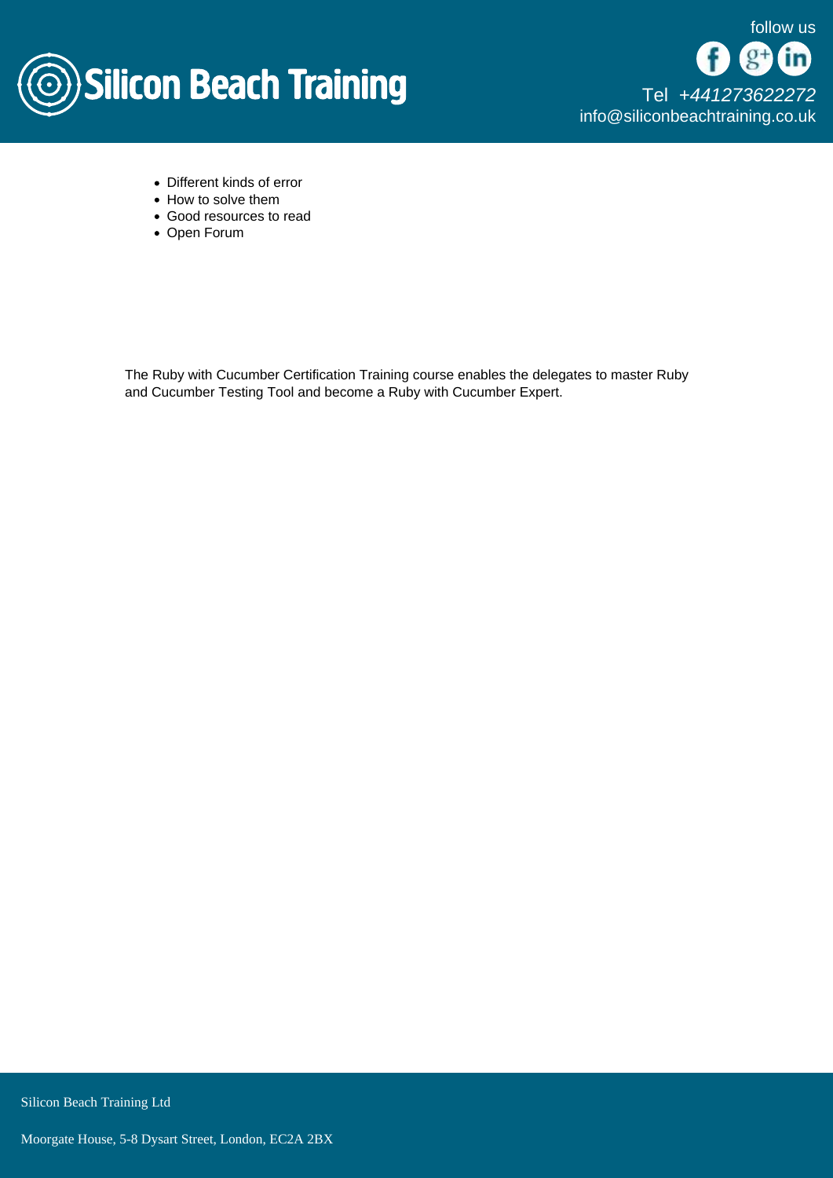- Different kinds of error
- How to solve them
- Good resources to read
- Open Forum

The Ruby with Cucumber Certification Training course enables the delegates to master Ruby and Cucumber Testing Tool and become a Ruby with Cucumber Expert.